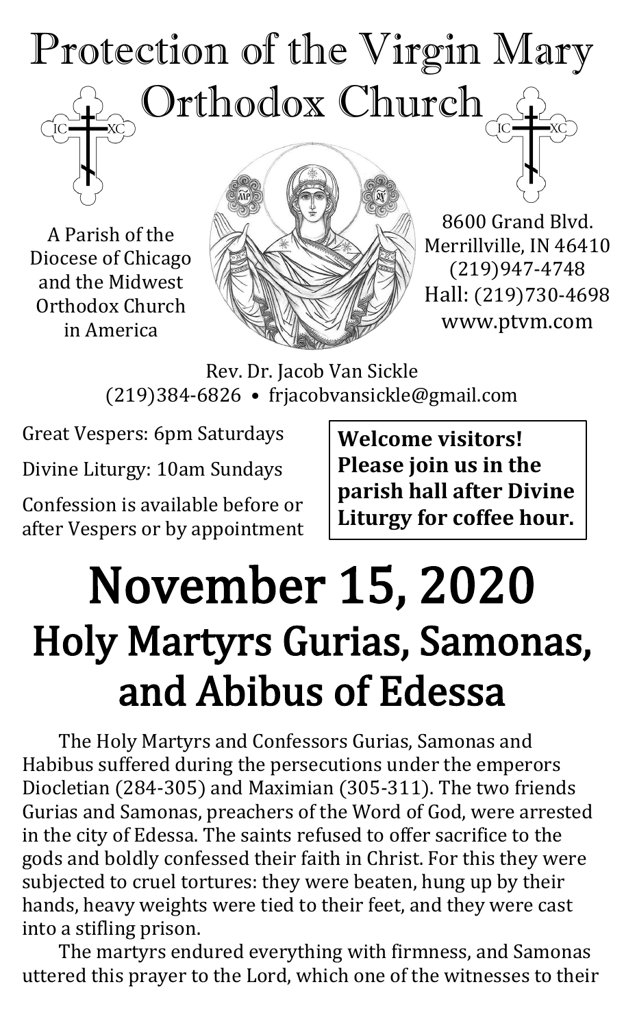# Protection of the Virgin Mary Orthodox Church

A Parish of the Diocese of Chicago and the Midwest Orthodox Church in America

8600 Grand Blvd.
Merrillville, IN 46410
(219)947-4748
Hall: (219)730-4698
www.ptvm.com

Rev. Dr. Jacob Van Sickle
(219)384-6826 • frjacobvansickle@gmail.com

Great Vespers: 6pm Saturdays

Divine Liturgy: 10am Sundays

Confession is available before or after Vespers or by appointment

**Welcome visitors! Please join us in the parish hall after Divine Liturgy for coffee hour.**

# November 15, 2020

## Holy Martyrs Gurias, Samonas, and Abibus of Edessa

The Holy Martyrs and Confessors Gurias, Samonas and Habibus suffered during the persecutions under the emperors Diocletian (284-305) and Maximian (305-311). The two friends Gurias and Samonas, preachers of the Word of God, were arrested in the city of Edessa. The saints refused to offer sacrifice to the gods and boldly confessed their faith in Christ. For this they were subjected to cruel tortures: they were beaten, hung up by their hands, heavy weights were tied to their feet, and they were cast into a stifling prison.

The martyrs endured everything with firmness, and Samonas uttered this prayer to the Lord, which one of the witnesses to their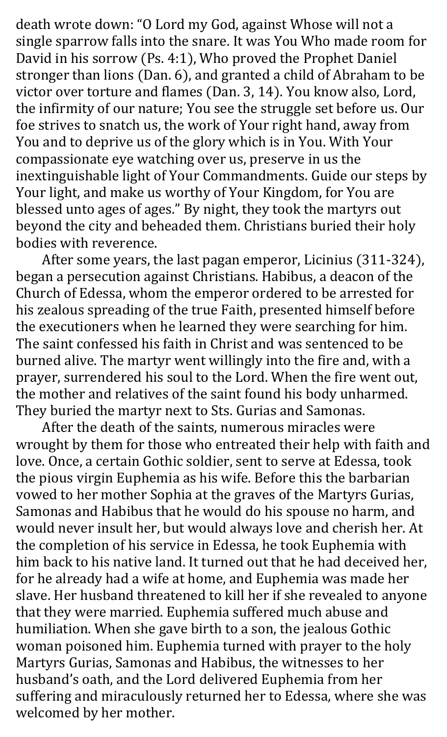death wrote down: "O Lord my God, against Whose will not a single sparrow falls into the snare. It was You Who made room for David in his sorrow (Ps. 4:1), Who proved the Prophet Daniel stronger than lions (Dan. 6), and granted a child of Abraham to be victor over torture and flames (Dan. 3, 14). You know also, Lord, the infirmity of our nature; You see the struggle set before us. Our foe strives to snatch us, the work of Your right hand, away from You and to deprive us of the glory which is in You. With Your compassionate eye watching over us, preserve in us the inextinguishable light of Your Commandments. Guide our steps by Your light, and make us worthy of Your Kingdom, for You are blessed unto ages of ages." By night, they took the martyrs out beyond the city and beheaded them. Christians buried their holy bodies with reverence.

After some years, the last pagan emperor, Licinius (311-324), began a persecution against Christians. Habibus, a deacon of the Church of Edessa, whom the emperor ordered to be arrested for his zealous spreading of the true Faith, presented himself before the executioners when he learned they were searching for him. The saint confessed his faith in Christ and was sentenced to be burned alive. The martyr went willingly into the fire and, with a prayer, surrendered his soul to the Lord. When the fire went out, the mother and relatives of the saint found his body unharmed. They buried the martyr next to Sts. Gurias and Samonas.

After the death of the saints, numerous miracles were wrought by them for those who entreated their help with faith and love. Once, a certain Gothic soldier, sent to serve at Edessa, took the pious virgin Euphemia as his wife. Before this the barbarian vowed to her mother Sophia at the graves of the Martyrs Gurias, Samonas and Habibus that he would do his spouse no harm, and would never insult her, but would always love and cherish her. At the completion of his service in Edessa, he took Euphemia with him back to his native land. It turned out that he had deceived her, for he already had a wife at home, and Euphemia was made her slave. Her husband threatened to kill her if she revealed to anyone that they were married. Euphemia suffered much abuse and humiliation. When she gave birth to a son, the jealous Gothic woman poisoned him. Euphemia turned with prayer to the holy Martyrs Gurias, Samonas and Habibus, the witnesses to her husband's oath, and the Lord delivered Euphemia from her suffering and miraculously returned her to Edessa, where she was welcomed by her mother.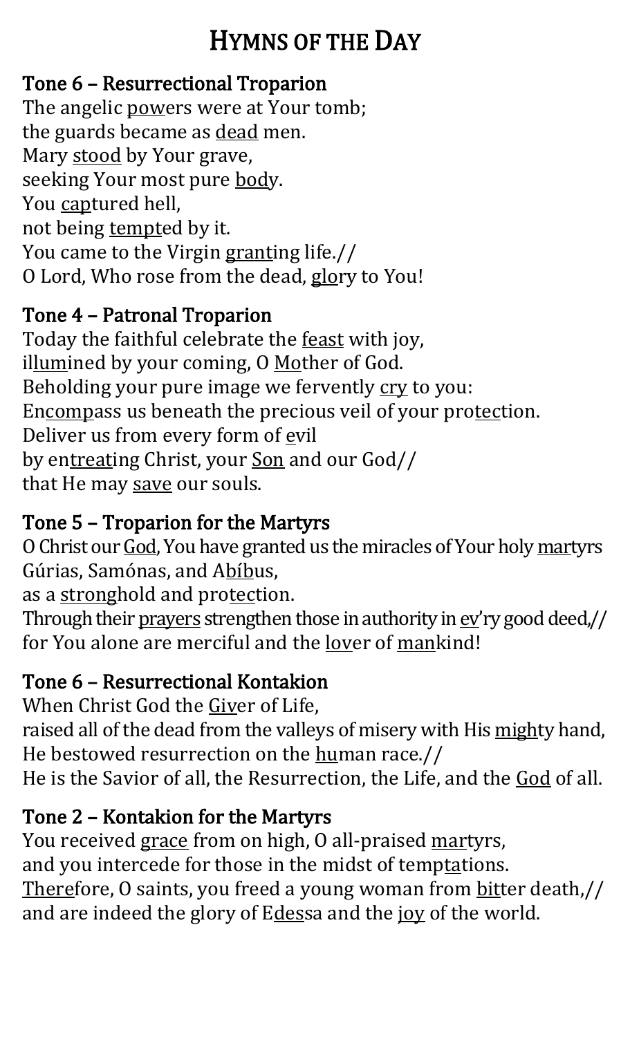# Hymns of the Day

## Tone 6 – Resurrectional Troparion

The angelic <u>pow</u>ers were at Your tomb;
the guards became as <u>dead</u> men.
Mary <u>stood</u> by Your grave,
seeking Your most pure <u>bod</u>y.
You <u>cap</u>tured hell,
not being <u>tempt</u>ed by it.
You came to the Virgin <u>grant</u>ing life.//
O Lord, Who rose from the dead, <u>glo</u>ry to You!

## Tone 4 – Patronal Troparion

Today the faithful celebrate the <u>feast</u> with joy,
il<u>lum</u>ined by your coming, O <u>Mo</u>ther of God.
Beholding your pure image we fervently <u>cry</u> to you:
En<u>comp</u>ass us beneath the precious veil of your pro<u>tec</u>tion.
Deliver us from every form of <u>e</u>vil
by en<u>treat</u>ing Christ, your <u>Son</u> and our God//
that He may <u>save</u> our souls.

## Tone 5 – Troparion for the Martyrs

O Christ our <u>God</u>, You have granted us the miracles of Your holy <u>mar</u>tyrs
Gúrias, Samónas, and A<u>bíb</u>us,
as a <u>strong</u>hold and pro<u>tec</u>tion.
Through their <u>prayers</u> strengthen those in authority in <u>ev</u>'ry good deed,//
for You alone are merciful and the <u>lov</u>er of <u>man</u>kind!

## Tone 6 – Resurrectional Kontakion

When Christ God the <u>Giv</u>er of Life,
raised all of the dead from the valleys of misery with His <u>migh</u>ty hand,
He bestowed resurrection on the <u>hu</u>man race.//
He is the Savior of all, the Resurrection, the Life, and the <u>God</u> of all.

## Tone 2 – Kontakion for the Martyrs

You received <u>grace</u> from on high, O all-praised <u>mar</u>tyrs,
and you intercede for those in the midst of temp<u>ta</u>tions.
<u>There</u>fore, O saints, you freed a young woman from <u>bit</u>ter death,//
and are indeed the glory of E<u>des</u>sa and the <u>joy</u> of the world.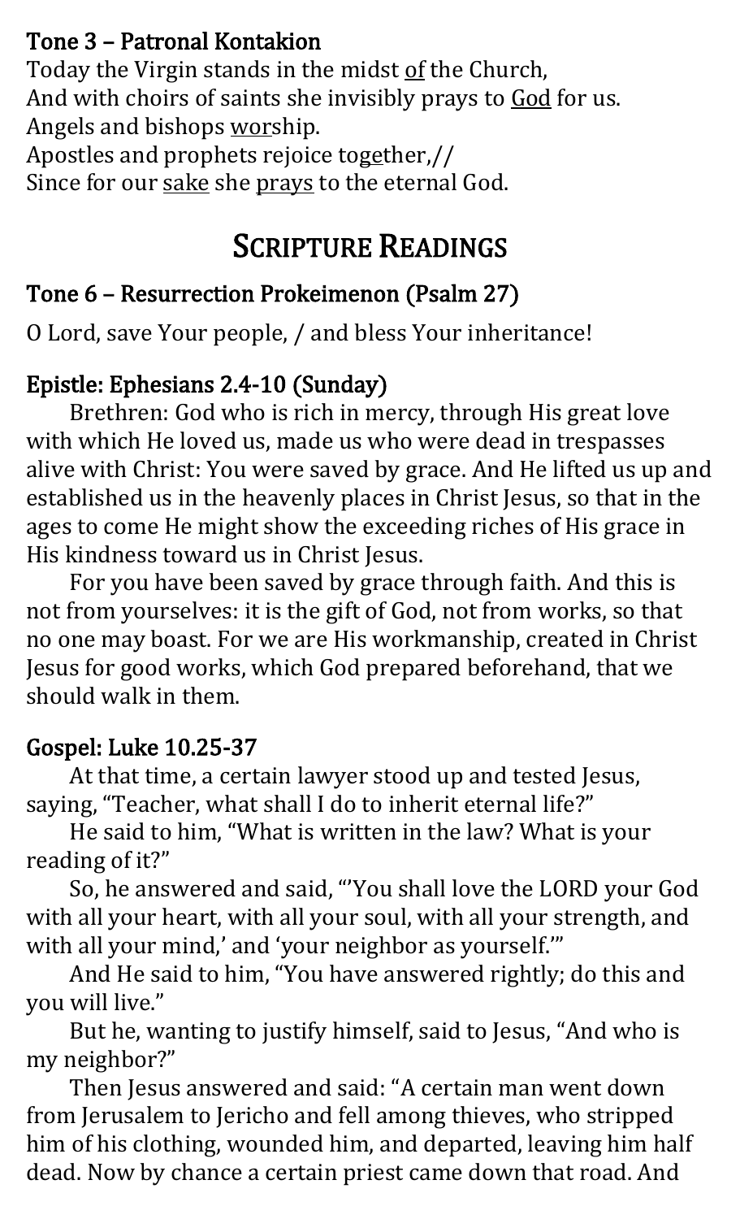### Tone 3 – Patronal Kontakion

Today the Virgin stands in the midst of the Church,
And with choirs of saints she invisibly prays to God for us.
Angels and bishops worship.
Apostles and prophets rejoice together,//
Since for our sake she prays to the eternal God.

## SCRIPTURE READINGS

### Tone 6 – Resurrection Prokeimenon (Psalm 27)

O Lord, save Your people, / and bless Your inheritance!

### Epistle: Ephesians 2.4-10 (Sunday)

Brethren: God who is rich in mercy, through His great love with which He loved us, made us who were dead in trespasses alive with Christ: You were saved by grace. And He lifted us up and established us in the heavenly places in Christ Jesus, so that in the ages to come He might show the exceeding riches of His grace in His kindness toward us in Christ Jesus.

For you have been saved by grace through faith. And this is not from yourselves: it is the gift of God, not from works, so that no one may boast. For we are His workmanship, created in Christ Jesus for good works, which God prepared beforehand, that we should walk in them.

### Gospel: Luke 10.25-37

At that time, a certain lawyer stood up and tested Jesus, saying, "Teacher, what shall I do to inherit eternal life?"

He said to him, "What is written in the law? What is your reading of it?"

So, he answered and said, "'You shall love the LORD your God with all your heart, with all your soul, with all your strength, and with all your mind,' and 'your neighbor as yourself.'"

And He said to him, "You have answered rightly; do this and you will live."

But he, wanting to justify himself, said to Jesus, "And who is my neighbor?"

Then Jesus answered and said: "A certain man went down from Jerusalem to Jericho and fell among thieves, who stripped him of his clothing, wounded him, and departed, leaving him half dead. Now by chance a certain priest came down that road. And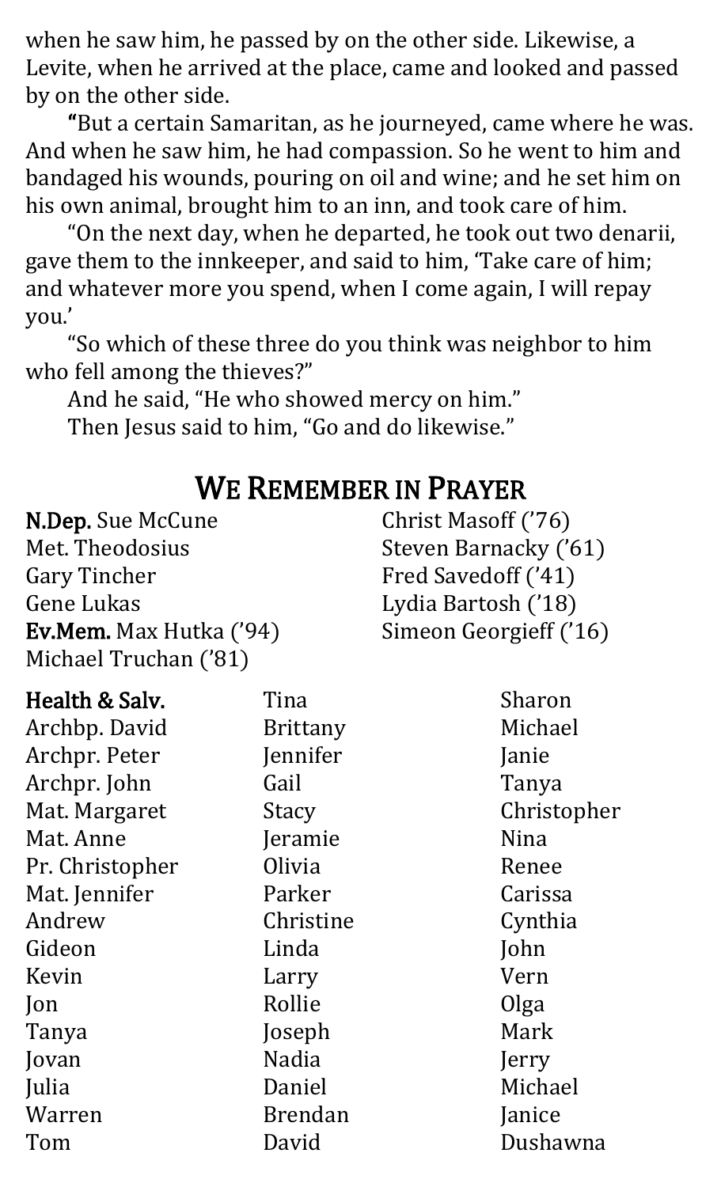when he saw him, he passed by on the other side. Likewise, a Levite, when he arrived at the place, came and looked and passed by on the other side.

"But a certain Samaritan, as he journeyed, came where he was. And when he saw him, he had compassion. So he went to him and bandaged his wounds, pouring on oil and wine; and he set him on his own animal, brought him to an inn, and took care of him.

"On the next day, when he departed, he took out two denarii, gave them to the innkeeper, and said to him, 'Take care of him; and whatever more you spend, when I come again, I will repay you.'

"So which of these three do you think was neighbor to him who fell among the thieves?"

And he said, "He who showed mercy on him."

Then Jesus said to him, "Go and do likewise."

## We Remember in Prayer

**N.Dep.** Sue McCune
Met. Theodosius
Gary Tincher
Gene Lukas

**Ev.Mem.** Max Hutka ('94)
Michael Truchan ('81)
Christ Masoff ('76)
Steven Barnacky ('61)
Fred Savedoff ('41)
Lydia Bartosh ('18)
Simeon Georgieff ('16)

**Health & Salv.**
Archbp. David
Archpr. Peter
Archpr. John
Mat. Margaret
Mat. Anne
Pr. Christopher
Mat. Jennifer
Andrew
Gideon
Kevin
Jon
Tanya
Jovan
Julia
Warren
Tom
Tina
Brittany
Jennifer
Gail
Stacy
Jeramie
Olivia
Parker
Christine
Linda
Larry
Rollie
Joseph
Nadia
Daniel
Brendan
David
Sharon
Michael
Janie
Tanya
Christopher
Nina
Renee
Carissa
Cynthia
John
Vern
Olga
Mark
Jerry
Michael
Janice
Dushawna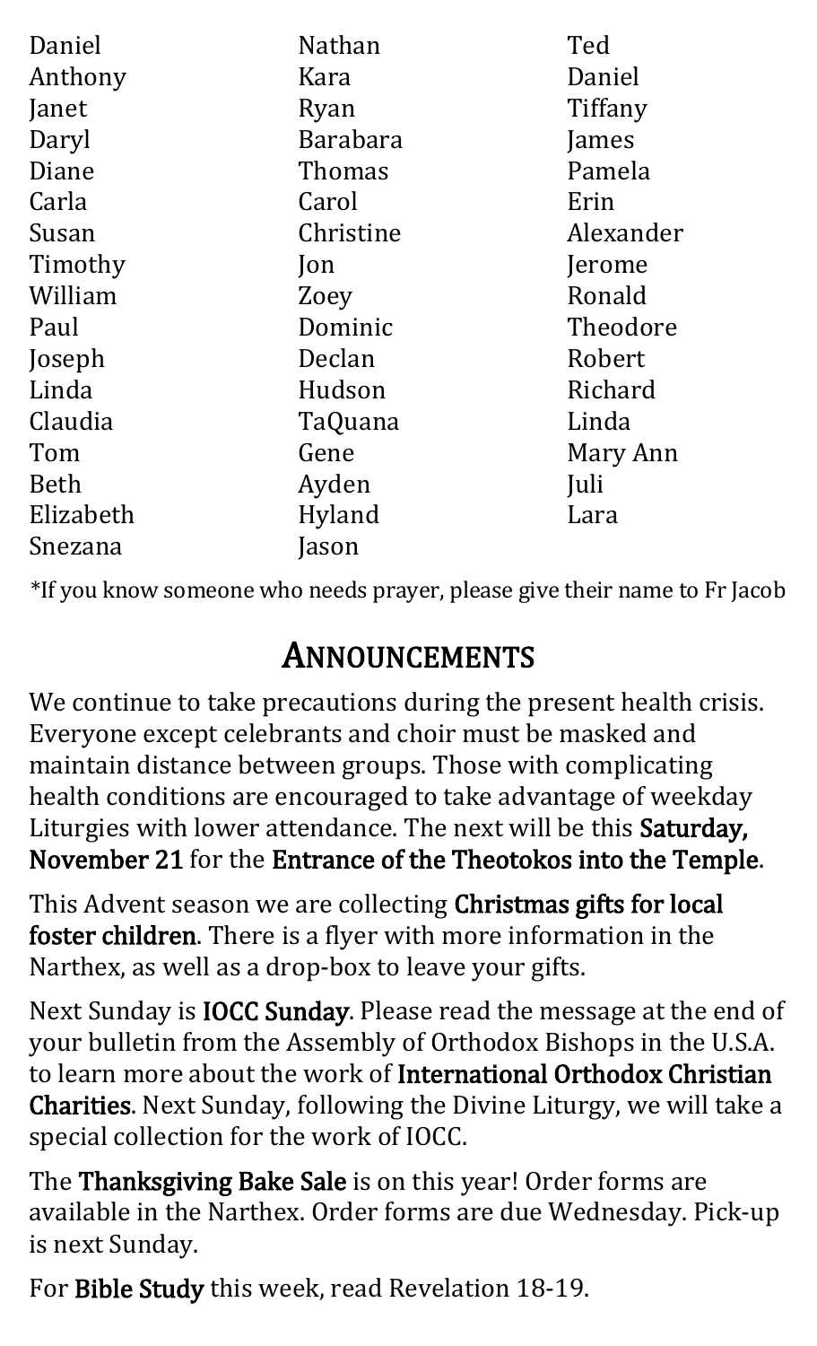Daniel
Anthony
Janet
Daryl
Diane
Carla
Susan
Timothy
William
Paul
Joseph
Linda
Claudia
Tom
Beth
Elizabeth
Snezana
Nathan
Kara
Ryan
Barabara
Thomas
Carol
Christine
Jon
Zoey
Dominic
Declan
Hudson
TaQuana
Gene
Ayden
Hyland
Jason
Ted
Daniel
Tiffany
James
Pamela
Erin
Alexander
Jerome
Ronald
Theodore
Robert
Richard
Linda
Mary Ann
Juli
Lara

*If you know someone who needs prayer, please give their name to Fr Jacob

## Announcements

We continue to take precautions during the present health crisis. Everyone except celebrants and choir must be masked and maintain distance between groups. Those with complicating health conditions are encouraged to take advantage of weekday Liturgies with lower attendance. The next will be this **Saturday, November 21** for the **Entrance of the Theotokos into the Temple**.

This Advent season we are collecting **Christmas gifts for local foster children**. There is a flyer with more information in the Narthex, as well as a drop-box to leave your gifts.

Next Sunday is **IOCC Sunday**. Please read the message at the end of your bulletin from the Assembly of Orthodox Bishops in the U.S.A. to learn more about the work of **International Orthodox Christian Charities**. Next Sunday, following the Divine Liturgy, we will take a special collection for the work of IOCC.

The **Thanksgiving Bake Sale** is on this year! Order forms are available in the Narthex. Order forms are due Wednesday. Pick-up is next Sunday.

For **Bible Study** this week, read Revelation 18-19.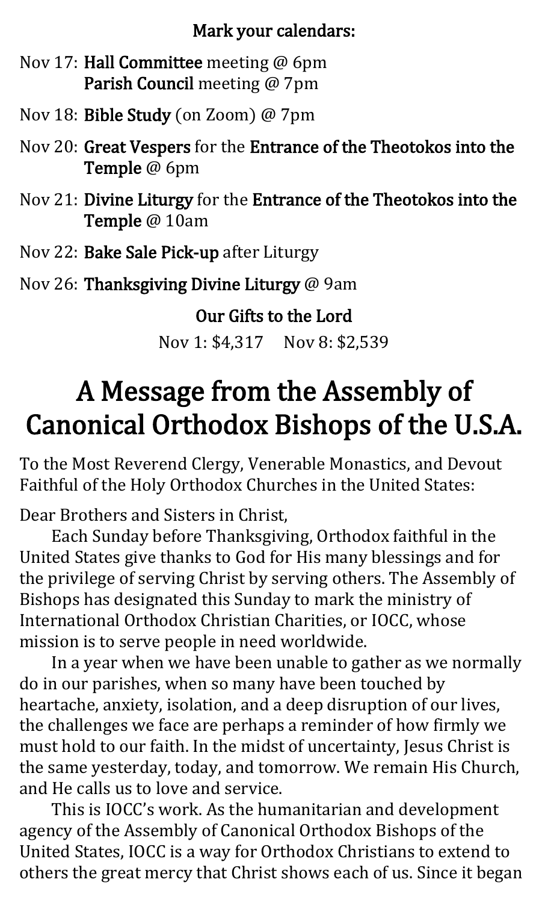**Mark your calendars:**

Nov 17: **Hall Committee** meeting @ 6pm
**Parish Council** meeting @ 7pm

Nov 18: **Bible Study** (on Zoom) @ 7pm

Nov 20: **Great Vespers** for the **Entrance of the Theotokos into the Temple** @ 6pm

Nov 21: **Divine Liturgy** for the **Entrance of the Theotokos into the Temple** @ 10am

Nov 22: **Bake Sale Pick-up** after Liturgy

Nov 26: **Thanksgiving Divine Liturgy** @ 9am

**Our Gifts to the Lord**

Nov 1: $4,317  Nov 8: $2,539

# A Message from the Assembly of Canonical Orthodox Bishops of the U.S.A.

To the Most Reverend Clergy, Venerable Monastics, and Devout Faithful of the Holy Orthodox Churches in the United States:

Dear Brothers and Sisters in Christ,

Each Sunday before Thanksgiving, Orthodox faithful in the United States give thanks to God for His many blessings and for the privilege of serving Christ by serving others. The Assembly of Bishops has designated this Sunday to mark the ministry of International Orthodox Christian Charities, or IOCC, whose mission is to serve people in need worldwide.

In a year when we have been unable to gather as we normally do in our parishes, when so many have been touched by heartache, anxiety, isolation, and a deep disruption of our lives, the challenges we face are perhaps a reminder of how firmly we must hold to our faith. In the midst of uncertainty, Jesus Christ is the same yesterday, today, and tomorrow. We remain His Church, and He calls us to love and service.

This is IOCC's work. As the humanitarian and development agency of the Assembly of Canonical Orthodox Bishops of the United States, IOCC is a way for Orthodox Christians to extend to others the great mercy that Christ shows each of us. Since it began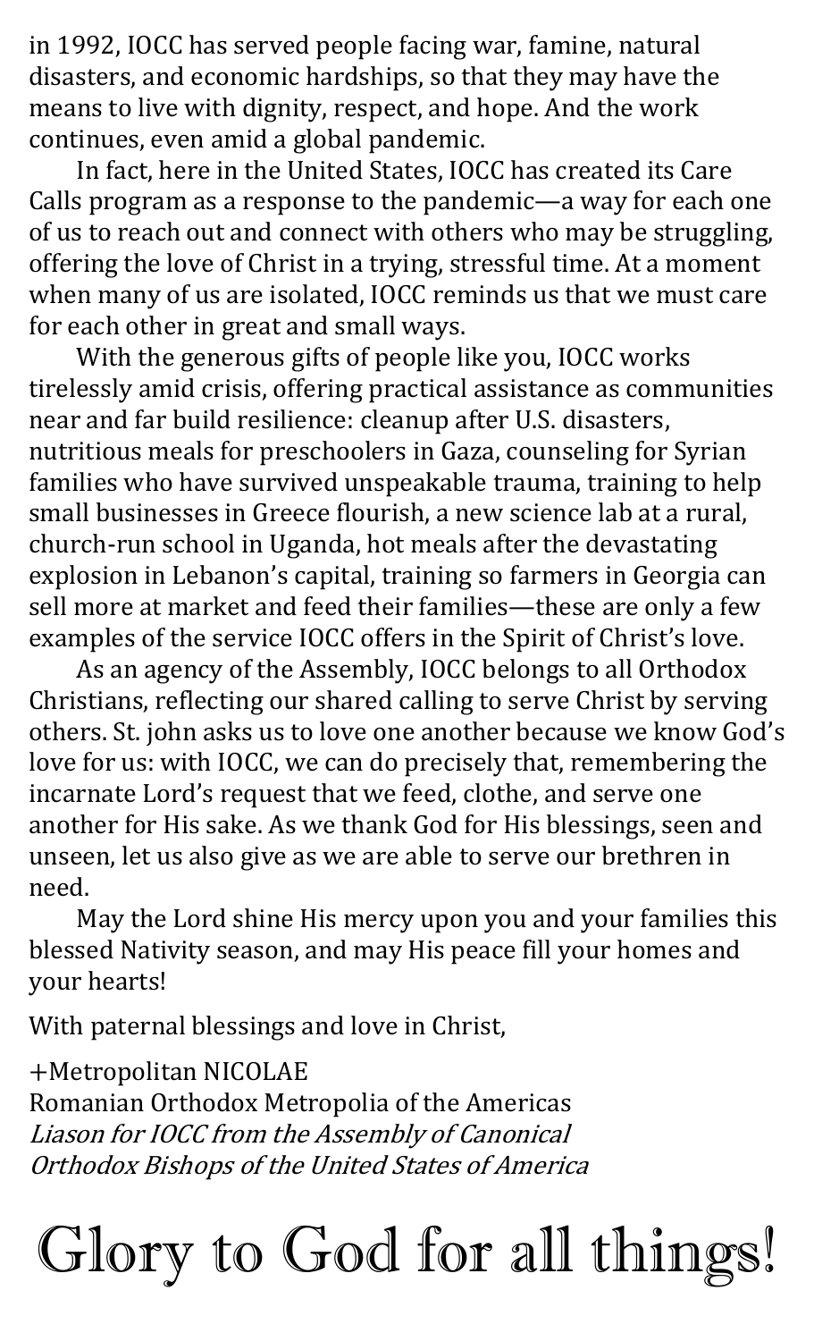in 1992, IOCC has served people facing war, famine, natural disasters, and economic hardships, so that they may have the means to live with dignity, respect, and hope. And the work continues, even amid a global pandemic.

In fact, here in the United States, IOCC has created its Care Calls program as a response to the pandemic—a way for each one of us to reach out and connect with others who may be struggling, offering the love of Christ in a trying, stressful time. At a moment when many of us are isolated, IOCC reminds us that we must care for each other in great and small ways.

With the generous gifts of people like you, IOCC works tirelessly amid crisis, offering practical assistance as communities near and far build resilience: cleanup after U.S. disasters, nutritious meals for preschoolers in Gaza, counseling for Syrian families who have survived unspeakable trauma, training to help small businesses in Greece flourish, a new science lab at a rural, church-run school in Uganda, hot meals after the devastating explosion in Lebanon's capital, training so farmers in Georgia can sell more at market and feed their families—these are only a few examples of the service IOCC offers in the Spirit of Christ's love.

As an agency of the Assembly, IOCC belongs to all Orthodox Christians, reflecting our shared calling to serve Christ by serving others. St. john asks us to love one another because we know God's love for us: with IOCC, we can do precisely that, remembering the incarnate Lord's request that we feed, clothe, and serve one another for His sake. As we thank God for His blessings, seen and unseen, let us also give as we are able to serve our brethren in need.

May the Lord shine His mercy upon you and your families this blessed Nativity season, and may His peace fill your homes and your hearts!

With paternal blessings and love in Christ,

+Metropolitan NICOLAE
Romanian Orthodox Metropolia of the Americas
*Liason for IOCC from the Assembly of Canonical Orthodox Bishops of the United States of America*

# Glory to God for all things!